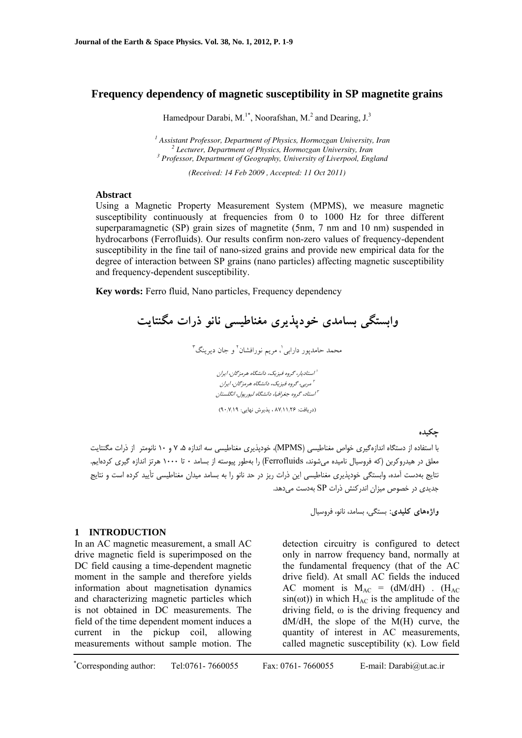# Frequency dependency of magnetic susceptibility in SP magnetite grains

Hamedpour Darabi, M.[1*], Noorafshan, M.[2] and Dearing, J.[3]

[1] *Assistant Professor, Department of Physics, Hormozgan University, Iran*
[2] *Lecturer, Department of Physics, Hormozgan University, Iran*
[3] *Professor, Department of Geography, University of Liverpool, England*

*(Received: 14 Feb 2009 , Accepted: 11 Oct 2011)*

## Abstract

Using a Magnetic Property Measurement System (MPMS), we measure magnetic susceptibility continuously at frequencies from 0 to 1000 Hz for three different superparamagnetic (SP) grain sizes of magnetite (5nm, 7 nm and 10 nm) suspended in hydrocarbons (Ferrofluids). Our results confirm non-zero values of frequency-dependent susceptibility in the fine tail of nano-sized grains and provide new empirical data for the degree of interaction between SP grains (nano particles) affecting magnetic susceptibility and frequency-dependent susceptibility.

**Key words:** Ferro fluid, Nano particles, Frequency dependency

# وابستگی بسامدی خودپذیری مغناطیسی نانو ذرات مگنتایت

محمد حامدپور دارابی[1]، مریم نورافشان[2] و جان دیرینگ[3]

[1] *استادیار، گروه فیزیک، دانشگاه هرمزگان، ایران*
[2] *مربی، گروه فیزیک، دانشگاه هرمزگان، ایران*
[3] *استاد، گروه جغرافیا، دانشگاه لیورپول، انگلستان*

(دریافت: ۸۷/۱۱/۲۶ ، پذیرش نهایی: ۹۰/۷/۱۹)

## چکیده

با استفاده از دستگاه اندازه‌گیری خواص مغناطیسی (MPMS)، خودپذیری مغناطیسی سه اندازه ۵، ۷ و ۱۰ نانومتر از ذرات مگنتایت معلق در هیدروکربن (که فروسیال نامیده می‌شوند، Ferrofluids) را به‌طور پیوسته از بسامد ۰ تا ۱۰۰۰ هرتز اندازه گیری کرده‌ایم. نتایج به‌دست آمده، وابستگی خودپذیری مغناطیسی این ذرات ریز در حد نانو را به بسامد میدان مغناطیسی تأیید کرده است و نتایج جدیدی در خصوص میزان اندرکنش ذرات SP به‌دست می‌دهد.

**واژه‌های کلیدی:** بستگی، بسامد، نانو، فروسیال

## 1 INTRODUCTION

In an AC magnetic measurement, a small AC drive magnetic field is superimposed on the DC field causing a time-dependent magnetic moment in the sample and therefore yields information about magnetisation dynamics and characterizing magnetic particles which is not obtained in DC measurements. The field of the time dependent moment induces a current in the pickup coil, allowing measurements without sample motion. The detection circuitry is configured to detect only in narrow frequency band, normally at the fundamental frequency (that of the AC drive field). At small AC fields the induced AC moment is $M_{AC} = (dM/dH)$ . ($H_{AC} \sin(\omega t)$) in which $H_{AC}$ is the amplitude of the driving field, $\omega$ is the driving frequency and dM/dH, the slope of the M(H) curve, the quantity of interest in AC measurements, called magnetic susceptibility ($\kappa$). Low field

*Corresponding author: Tel:0761- 7660055 Fax: 0761- 7660055 E-mail: Darabi@ut.ac.ir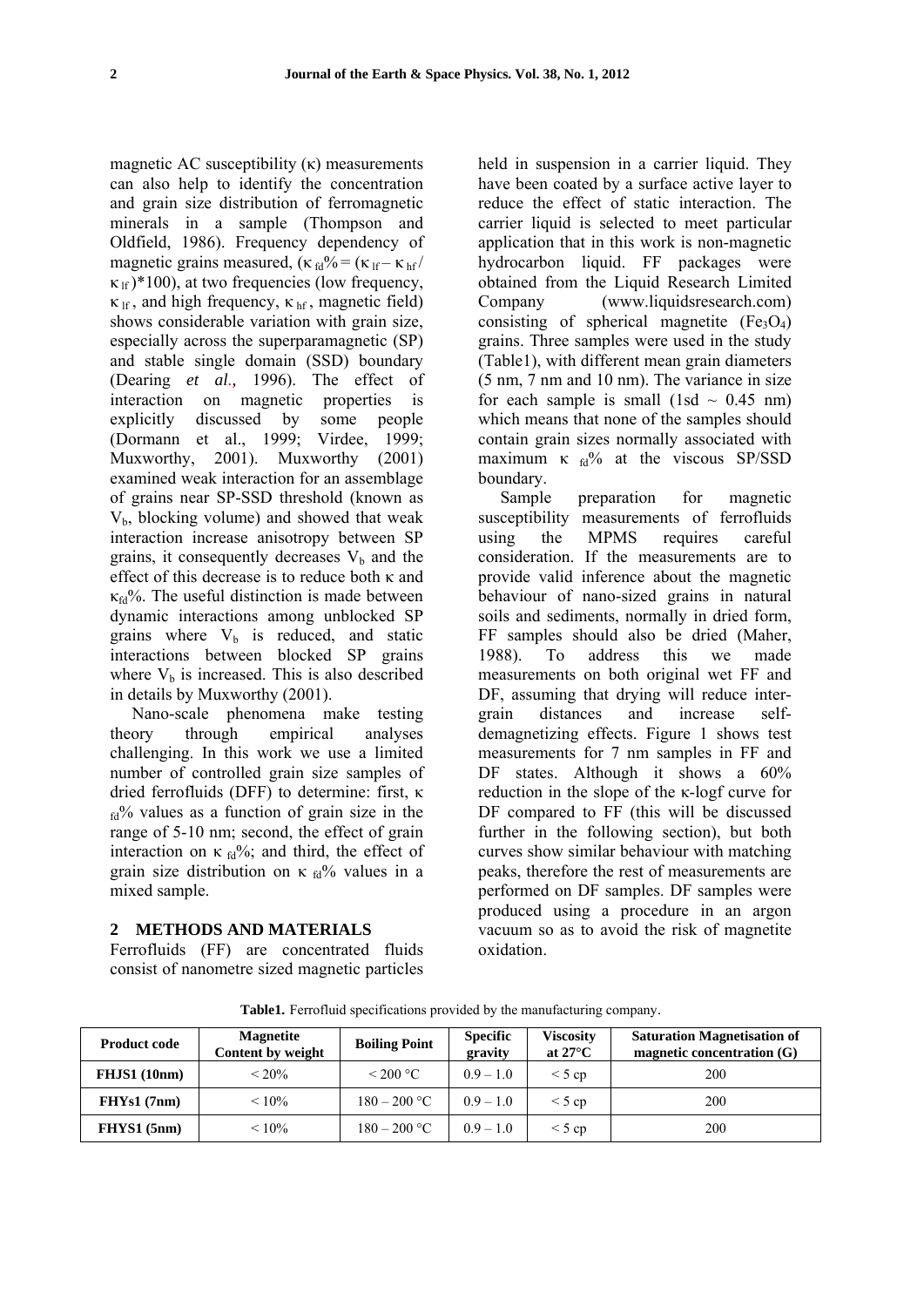magnetic AC susceptibility (κ) measurements can also help to identify the concentration and grain size distribution of ferromagnetic minerals in a sample (Thompson and Oldfield, 1986). Frequency dependency of magnetic grains measured, ($\kappa_{fd}\% = (\kappa_{lf} - \kappa_{hf} / \kappa_{lf})*100$), at two frequencies (low frequency, $\kappa_{lf}$, and high frequency, $\kappa_{hf}$, magnetic field) shows considerable variation with grain size, especially across the superparamagnetic (SP) and stable single domain (SSD) boundary (Dearing *et al.,* 1996). The effect of interaction on magnetic properties is explicitly discussed by some people (Dormann et al., 1999; Virdee, 1999; Muxworthy, 2001). Muxworthy (2001) examined weak interaction for an assemblage of grains near SP-SSD threshold (known as $V_b$, blocking volume) and showed that weak interaction increase anisotropy between SP grains, it consequently decreases $V_b$ and the effect of this decrease is to reduce both κ and $\kappa_{fd}\%$. The useful distinction is made between dynamic interactions among unblocked SP grains where $V_b$ is reduced, and static interactions between blocked SP grains where $V_b$ is increased. This is also described in details by Muxworthy (2001).

Nano-scale phenomena make testing theory through empirical analyses challenging. In this work we use a limited number of controlled grain size samples of dried ferrofluids (DFF) to determine: first, $\kappa_{fd}\%$ values as a function of grain size in the range of 5-10 nm; second, the effect of grain interaction on $\kappa_{fd}\%$; and third, the effect of grain size distribution on $\kappa_{fd}\%$ values in a mixed sample.

## 2 METHODS AND MATERIALS

Ferrofluids (FF) are concentrated fluids consist of nanometre sized magnetic particles held in suspension in a carrier liquid. They have been coated by a surface active layer to reduce the effect of static interaction. The carrier liquid is selected to meet particular application that in this work is non-magnetic hydrocarbon liquid. FF packages were obtained from the Liquid Research Limited Company (www.liquidsresearch.com) consisting of spherical magnetite ($Fe_3O_4$) grains. Three samples were used in the study (Table1), with different mean grain diameters (5 nm, 7 nm and 10 nm). The variance in size for each sample is small (1sd ~ 0.45 nm) which means that none of the samples should contain grain sizes normally associated with maximum $\kappa_{fd}\%$ at the viscous SP/SSD boundary.

Sample preparation for magnetic susceptibility measurements of ferrofluids using the MPMS requires careful consideration. If the measurements are to provide valid inference about the magnetic behaviour of nano-sized grains in natural soils and sediments, normally in dried form, FF samples should also be dried (Maher, 1988). To address this we made measurements on both original wet FF and DF, assuming that drying will reduce inter-grain distances and increase self-demagnetizing effects. Figure 1 shows test measurements for 7 nm samples in FF and DF states. Although it shows a 60% reduction in the slope of the κ-logf curve for DF compared to FF (this will be discussed further in the following section), but both curves show similar behaviour with matching peaks, therefore the rest of measurements are performed on DF samples. DF samples were produced using a procedure in an argon vacuum so as to avoid the risk of magnetite oxidation.

**Table1.** Ferrofluid specifications provided by the manufacturing company.

| Product code | Magnetite Content by weight | Boiling Point | Specific gravity | Viscosity at 27°C | Saturation Magnetisation of magnetic concentration (G) |
|---|---|---|---|---|---|
| **FHJS1 (10nm)** | < 20% | < 200 °C | 0.9 – 1.0 | < 5 cp | 200 |
| **FHYs1 (7nm)** | < 10% | 180 – 200 °C | 0.9 – 1.0 | < 5 cp | 200 |
| **FHYS1 (5nm)** | < 10% | 180 – 200 °C | 0.9 – 1.0 | < 5 cp | 200 |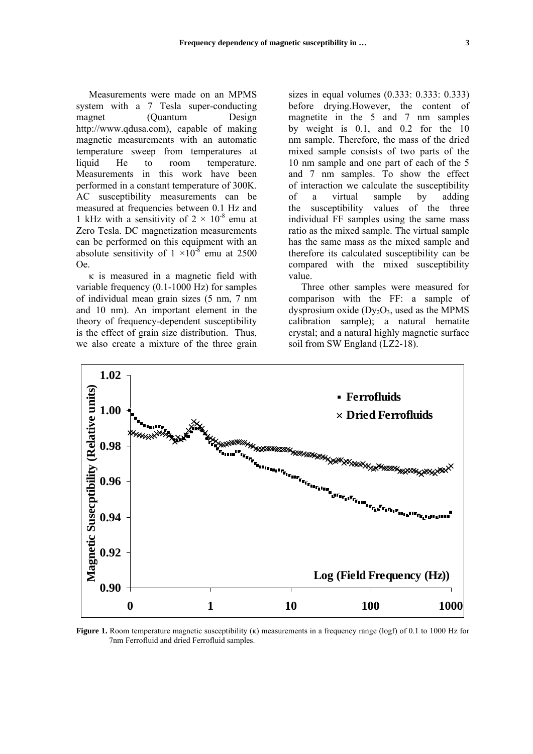Measurements were made on an MPMS system with a 7 Tesla super-conducting magnet (Quantum Design http://www.qdusa.com), capable of making magnetic measurements with an automatic temperature sweep from temperatures at liquid He to room temperature. Measurements in this work have been performed in a constant temperature of 300K. AC susceptibility measurements can be measured at frequencies between 0.1 Hz and 1 kHz with a sensitivity of $2 \times 10^{-8}$ emu at Zero Tesla. DC magnetization measurements can be performed on this equipment with an absolute sensitivity of $1 \times 10^{-8}$ emu at 2500 Oe.

$\kappa$ is measured in a magnetic field with variable frequency (0.1-1000 Hz) for samples of individual mean grain sizes (5 nm, 7 nm and 10 nm). An important element in the theory of frequency-dependent susceptibility is the effect of grain size distribution. Thus, we also create a mixture of the three grain sizes in equal volumes (0.333: 0.333: 0.333) before drying.However, the content of magnetite in the 5 and 7 nm samples by weight is 0.1, and 0.2 for the 10 nm sample. Therefore, the mass of the dried mixed sample consists of two parts of the 10 nm sample and one part of each of the 5 and 7 nm samples. To show the effect of interaction we calculate the susceptibility of a virtual sample by adding the susceptibility values of the three individual FF samples using the same mass ratio as the mixed sample. The virtual sample has the same mass as the mixed sample and therefore its calculated susceptibility can be compared with the mixed susceptibility value.

Three other samples were measured for comparison with the FF: a sample of dysprosium oxide ($Dy_2O_3$, used as the MPMS calibration sample); a natural hematite crystal; and a natural highly magnetic surface soil from SW England (LZ2-18).

**Figure 1.** Room temperature magnetic susceptibility ($\kappa$) measurements in a frequency range (logf) of 0.1 to 1000 Hz for 7nm Ferrofluid and dried Ferrofluid samples.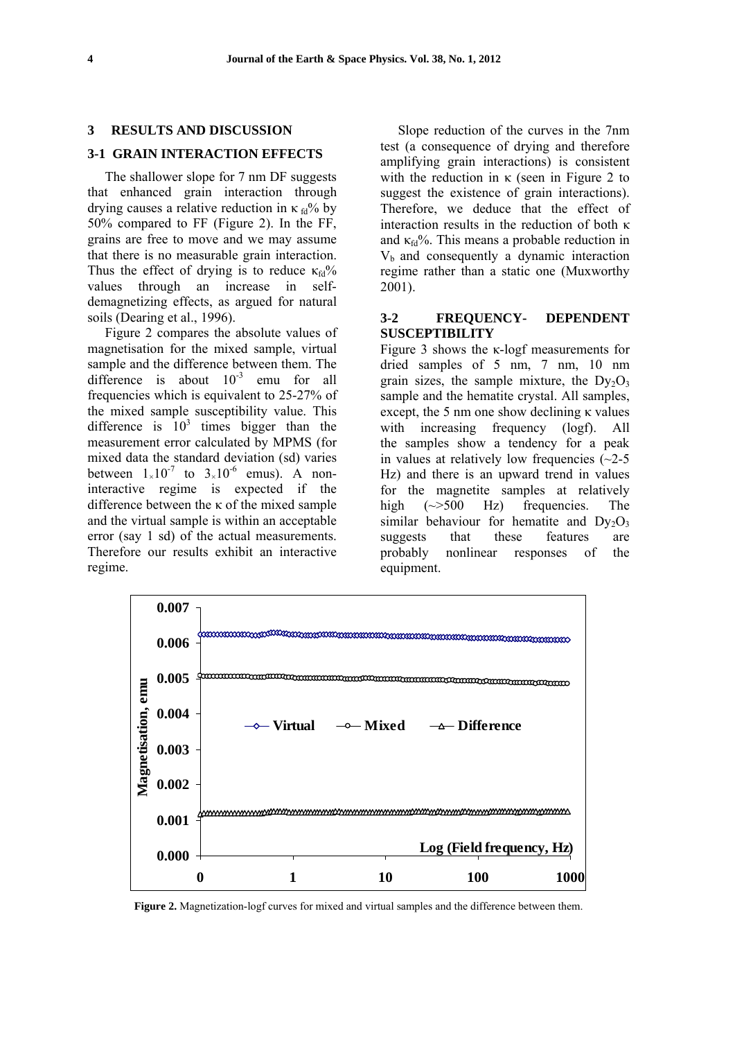## 3 RESULTS AND DISCUSSION

### 3-1 GRAIN INTERACTION EFFECTS

The shallower slope for 7 nm DF suggests that enhanced grain interaction through drying causes a relative reduction in $\kappa_{fd}$% by 50% compared to FF (Figure 2). In the FF, grains are free to move and we may assume that there is no measurable grain interaction. Thus the effect of drying is to reduce $\kappa_{fd}$% values through an increase in self-demagnetizing effects, as argued for natural soils (Dearing et al., 1996).

Figure 2 compares the absolute values of magnetisation for the mixed sample, virtual sample and the difference between them. The difference is about $10^{-3}$ emu for all frequencies which is equivalent to 25-27% of the mixed sample susceptibility value. This difference is $10^{3}$ times bigger than the measurement error calculated by MPMS (for mixed data the standard deviation (sd) varies between $1_{\times}10^{-7}$ to $3_{\times}10^{-6}$ emus). A non-interactive regime is expected if the difference between the κ of the mixed sample and the virtual sample is within an acceptable error (say 1 sd) of the actual measurements. Therefore our results exhibit an interactive regime.

Slope reduction of the curves in the 7nm test (a consequence of drying and therefore amplifying grain interactions) is consistent with the reduction in κ (seen in Figure 2 to suggest the existence of grain interactions). Therefore, we deduce that the effect of interaction results in the reduction of both κ and $\kappa_{fd}$%. This means a probable reduction in $V_b$ and consequently a dynamic interaction regime rather than a static one (Muxworthy 2001).

### 3-2 FREQUENCY- DEPENDENT SUSCEPTIBILITY

Figure 3 shows the κ-logf measurements for dried samples of 5 nm, 7 nm, 10 nm grain sizes, the sample mixture, the $Dy_2O_3$ sample and the hematite crystal. All samples, except, the 5 nm one show declining κ values with increasing frequency (logf). All the samples show a tendency for a peak in values at relatively low frequencies (~2-5 Hz) and there is an upward trend in values for the magnetite samples at relatively high (~>500 Hz) frequencies. The similar behaviour for hematite and $Dy_2O_3$ suggests that these features are probably nonlinear responses of the equipment.

**Figure 2.** Magnetization-logf curves for mixed and virtual samples and the difference between them.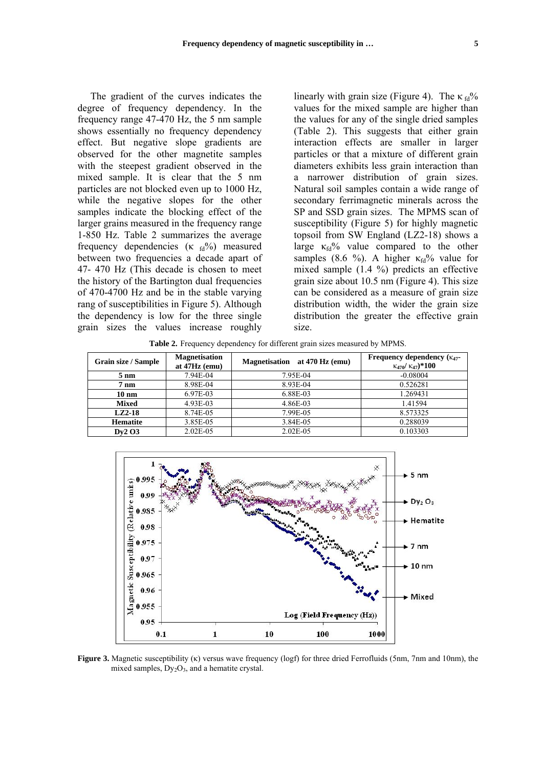The gradient of the curves indicates the degree of frequency dependency. In the frequency range 47-470 Hz, the 5 nm sample shows essentially no frequency dependency effect. But negative slope gradients are observed for the other magnetite samples with the steepest gradient observed in the mixed sample. It is clear that the 5 nm particles are not blocked even up to 1000 Hz, while the negative slopes for the other samples indicate the blocking effect of the larger grains measured in the frequency range 1-850 Hz. Table 2 summarizes the average frequency dependencies ($\kappa_{fd}$%) measured between two frequencies a decade apart of 47- 470 Hz (This decade is chosen to meet the history of the Bartington dual frequencies of 470-4700 Hz and be in the stable varying rang of susceptibilities in Figure 5). Although the dependency is low for the three single grain sizes the values increase roughly linearly with grain size (Figure 4). The $\kappa_{fd}$% values for the mixed sample are higher than the values for any of the single dried samples (Table 2). This suggests that either grain interaction effects are smaller in larger particles or that a mixture of different grain diameters exhibits less grain interaction than a narrower distribution of grain sizes. Natural soil samples contain a wide range of secondary ferrimagnetic minerals across the SP and SSD grain sizes. The MPMS scan of susceptibility (Figure 5) for highly magnetic topsoil from SW England (LZ2-18) shows a large $\kappa_{fd}$% value compared to the other samples (8.6 %). A higher $\kappa_{fd}$% value for mixed sample (1.4 %) predicts an effective grain size about 10.5 nm (Figure 4). This size can be considered as a measure of grain size distribution width, the wider the grain size distribution the greater the effective grain size.

**Table 2.** Frequency dependency for different grain sizes measured by MPMS.

| Grain size / Sample | Magnetisation at 47Hz (emu) | Magnetisation at 470 Hz (emu) | Frequency dependency ($\kappa_{47}$-$\kappa_{470}$/ $\kappa_{47}$)*100 |
|---|---|---|---|
| 5 nm | 7.94E-04 | 7.95E-04 | -0.08004 |
| 7 nm | 8.98E-04 | 8.93E-04 | 0.526281 |
| 10 nm | 6.97E-03 | 6.88E-03 | 1.269431 |
| Mixed | 4.93E-03 | 4.86E-03 | 1.41594 |
| LZ2-18 | 8.74E-05 | 7.99E-05 | 8.573325 |
| Hematite | 3.85E-05 | 3.84E-05 | 0.288039 |
| $Dy_2O_3$ | 2.02E-05 | 2.02E-05 | 0.103303 |

**Figure 3.** Magnetic susceptibility (κ) versus wave frequency (logf) for three dried Ferrofluids (5nm, 7nm and 10nm), the mixed samples, $Dy_2O_3$, and a hematite crystal.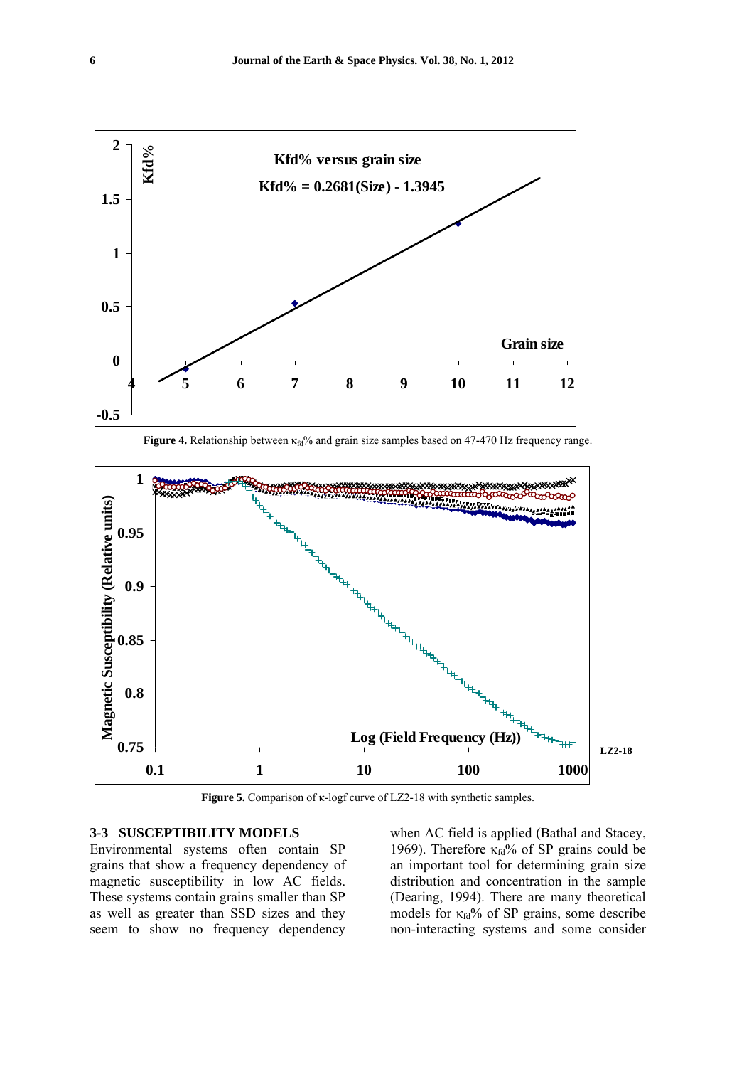Figure 4. Relationship between $\kappa_{fd}$% and grain size samples based on 47-470 Hz frequency range.

Figure 5. Comparison of κ-logf curve of LZ2-18 with synthetic samples.

### 3-3 SUSCEPTIBILITY MODELS

Environmental systems often contain SP grains that show a frequency dependency of magnetic susceptibility in low AC fields. These systems contain grains smaller than SP as well as greater than SSD sizes and they seem to show no frequency dependency when AC field is applied (Bathal and Stacey, 1969). Therefore $\kappa_{fd}$% of SP grains could be an important tool for determining grain size distribution and concentration in the sample (Dearing, 1994). There are many theoretical models for $\kappa_{fd}$% of SP grains, some describe non-interacting systems and some consider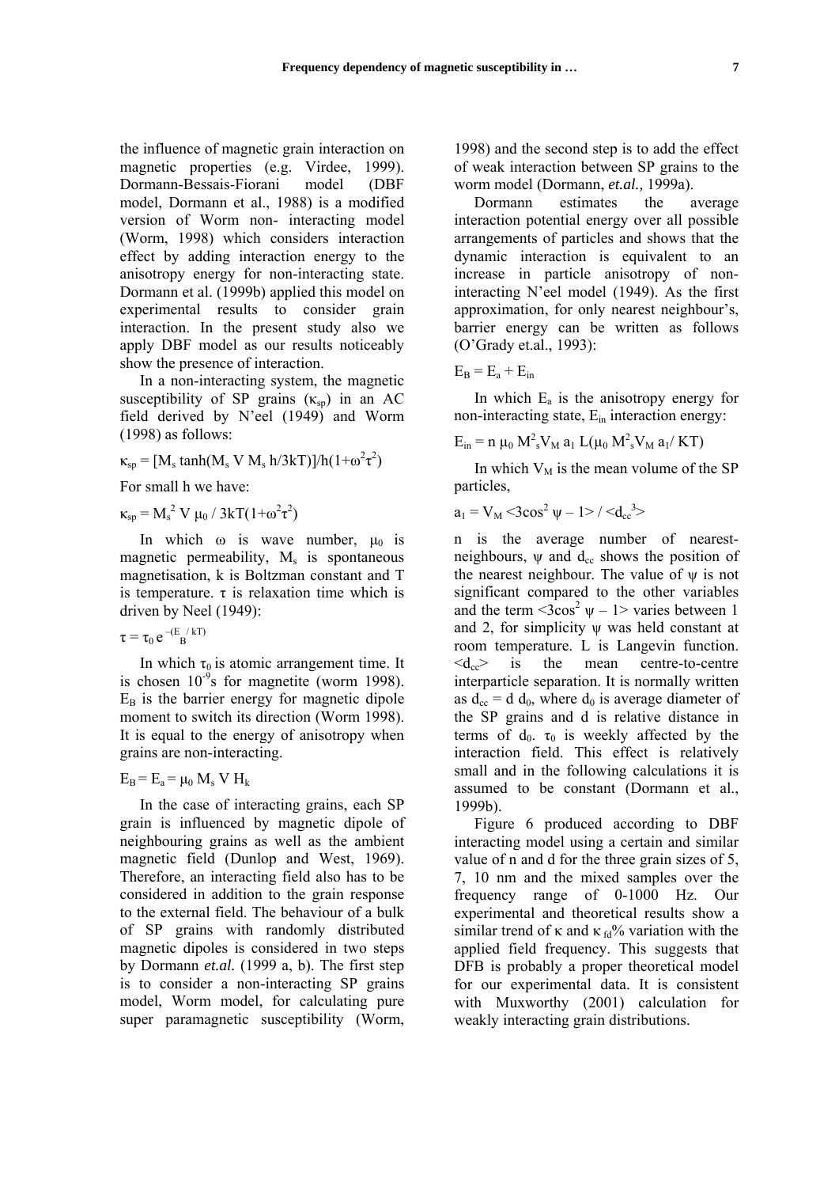the influence of magnetic grain interaction on magnetic properties (e.g. Virdee, 1999). Dormann-Bessais-Fiorani model (DBF model, Dormann et al., 1988) is a modified version of Worm non- interacting model (Worm, 1998) which considers interaction effect by adding interaction energy to the anisotropy energy for non-interacting state. Dormann et al. (1999b) applied this model on experimental results to consider grain interaction. In the present study also we apply DBF model as our results noticeably show the presence of interaction.

In a non-interacting system, the magnetic susceptibility of SP grains ($\kappa_{sp}$) in an AC field derived by N'eel (1949) and Worm (1998) as follows:

$$\kappa_{sp} = [M_s \tanh(M_s V M_s h/3kT)]/h(1+\omega^2\tau^2)$$

For small h we have:

$$\kappa_{sp} = M_s^2 V \mu_0 / 3kT(1+\omega^2\tau^2)$$

In which $\omega$ is wave number, $\mu_0$ is magnetic permeability, $M_s$ is spontaneous magnetisation, k is Boltzman constant and T is temperature. $\tau$ is relaxation time which is driven by Neel (1949):

$$\tau = \tau_0 e^{-(E_B / kT)}$$

In which $\tau_0$ is atomic arrangement time. It is chosen $10^{-9}$s for magnetite (worm 1998). $E_B$ is the barrier energy for magnetic dipole moment to switch its direction (Worm 1998). It is equal to the energy of anisotropy when grains are non-interacting.

$$E_B = E_a = \mu_0 M_s V H_k$$

In the case of interacting grains, each SP grain is influenced by magnetic dipole of neighbouring grains as well as the ambient magnetic field (Dunlop and West, 1969). Therefore, an interacting field also has to be considered in addition to the grain response to the external field. The behaviour of a bulk of SP grains with randomly distributed magnetic dipoles is considered in two steps by Dormann *et.al.* (1999 a, b). The first step is to consider a non-interacting SP grains model, Worm model, for calculating pure super paramagnetic susceptibility (Worm, 1998) and the second step is to add the effect of weak interaction between SP grains to the worm model (Dormann, *et.al.,* 1999a).

Dormann estimates the average interaction potential energy over all possible arrangements of particles and shows that the dynamic interaction is equivalent to an increase in particle anisotropy of non-interacting N'eel model (1949). As the first approximation, for only nearest neighbour's, barrier energy can be written as follows (O'Grady et.al., 1993):

$$E_B = E_a + E_{in}$$

In which $E_a$ is the anisotropy energy for non-interacting state, $E_{in}$ interaction energy:

$$E_{in} = n\, \mu_0\, M_s^2 V_M\, a_1\, L(\mu_0\, M_s^2 V_M\, a_1 / KT)$$

In which $V_M$ is the mean volume of the SP particles,

$$a_1 = V_M <3\cos^2 \psi - 1> / <d_{cc}^3>$$

n is the average number of nearest-neighbours, $\psi$ and $d_{cc}$ shows the position of the nearest neighbour. The value of $\psi$ is not significant compared to the other variables and the term $<3\cos^2 \psi - 1>$ varies between 1 and 2, for simplicity $\psi$ was held constant at room temperature. L is Langevin function. $<d_{cc}>$ is the mean centre-to-centre interparticle separation. It is normally written as $d_{cc} = d\, d_0$, where $d_0$ is average diameter of the SP grains and d is relative distance in terms of $d_0$. $\tau_0$ is weekly affected by the interaction field. This effect is relatively small and in the following calculations it is assumed to be constant (Dormann et al., 1999b).

Figure 6 produced according to DBF interacting model using a certain and similar value of n and d for the three grain sizes of 5, 7, 10 nm and the mixed samples over the frequency range of 0-1000 Hz. Our experimental and theoretical results show a similar trend of $\kappa$ and $\kappa_{fd}$% variation with the applied field frequency. This suggests that DFB is probably a proper theoretical model for our experimental data. It is consistent with Muxworthy (2001) calculation for weakly interacting grain distributions.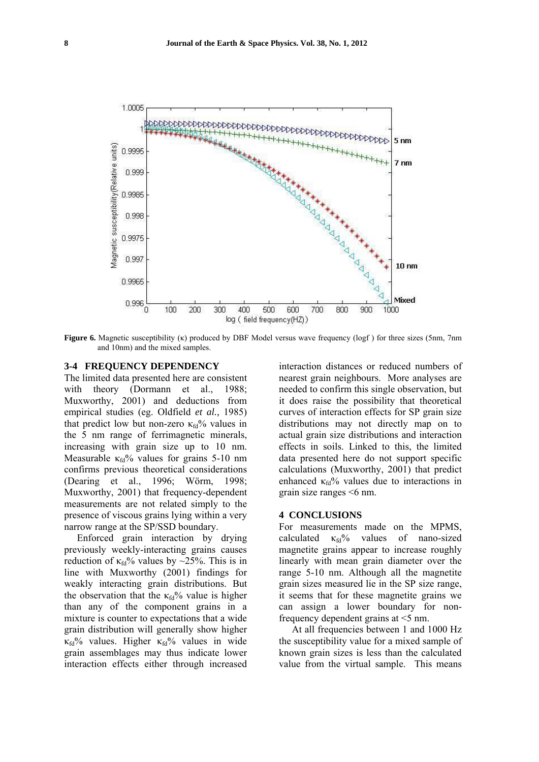Figure 6. Magnetic susceptibility (κ) produced by DBF Model versus wave frequency (logf ) for three sizes (5nm, 7nm and 10nm) and the mixed samples.

### 3-4 FREQUENCY DEPENDENCY

The limited data presented here are consistent with theory (Dormann et al., 1988; Muxworthy, 2001) and deductions from empirical studies (eg. Oldfield *et al.,* 1985) that predict low but non-zero $\kappa_{fd}$% values in the 5 nm range of ferrimagnetic minerals, increasing with grain size up to 10 nm. Measurable $\kappa_{fd}$% values for grains 5-10 nm confirms previous theoretical considerations (Dearing et al., 1996; Wörm, 1998; Muxworthy, 2001) that frequency-dependent measurements are not related simply to the presence of viscous grains lying within a very narrow range at the SP/SSD boundary.

Enforced grain interaction by drying previously weekly-interacting grains causes reduction of $\kappa_{fd}$% values by ~25%. This is in line with Muxworthy (2001) findings for weakly interacting grain distributions. But the observation that the $\kappa_{fd}$% value is higher than any of the component grains in a mixture is counter to expectations that a wide grain distribution will generally show higher $\kappa_{fd}$% values. Higher $\kappa_{fd}$% values in wide grain assemblages may thus indicate lower interaction effects either through increased interaction distances or reduced numbers of nearest grain neighbours. More analyses are needed to confirm this single observation, but it does raise the possibility that theoretical curves of interaction effects for SP grain size distributions may not directly map on to actual grain size distributions and interaction effects in soils. Linked to this, the limited data presented here do not support specific calculations (Muxworthy, 2001) that predict enhanced $\kappa_{fd}$% values due to interactions in grain size ranges <6 nm.

## 4 CONCLUSIONS

For measurements made on the MPMS, calculated $\kappa_{fd}$% values of nano-sized magnetite grains appear to increase roughly linearly with mean grain diameter over the range 5-10 nm. Although all the magnetite grain sizes measured lie in the SP size range, it seems that for these magnetite grains we can assign a lower boundary for non-frequency dependent grains at <5 nm.

At all frequencies between 1 and 1000 Hz the susceptibility value for a mixed sample of known grain sizes is less than the calculated value from the virtual sample. This means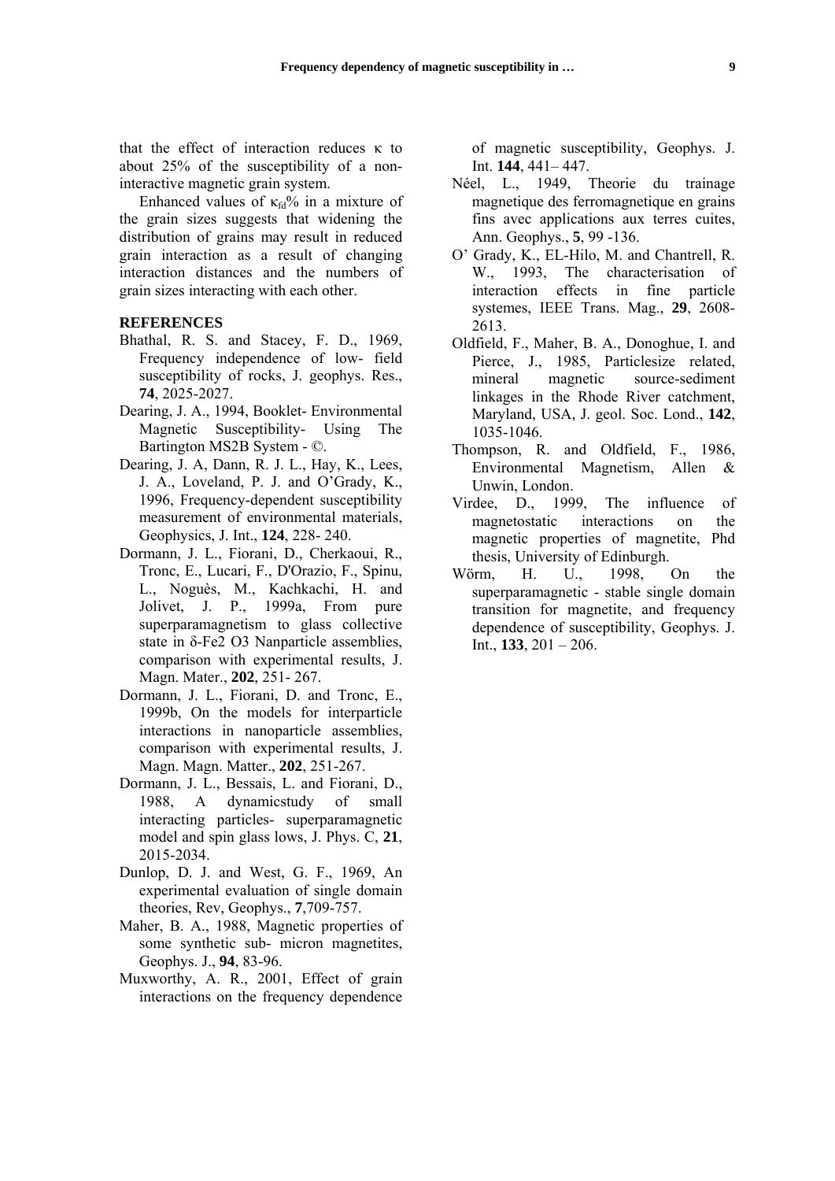that the effect of interaction reduces κ to about 25% of the susceptibility of a non-interactive magnetic grain system.

Enhanced values of $\kappa_{fd}$% in a mixture of the grain sizes suggests that widening the distribution of grains may result in reduced grain interaction as a result of changing interaction distances and the numbers of grain sizes interacting with each other.

**REFERENCES**

Bhathal, R. S. and Stacey, F. D., 1969, Frequency independence of low- field susceptibility of rocks, J. geophys. Res., **74**, 2025-2027.

Dearing, J. A., 1994, Booklet- Environmental Magnetic Susceptibility- Using The Bartington MS2B System - ©.

Dearing, J. A, Dann, R. J. L., Hay, K., Lees, J. A., Loveland, P. J. and O'Grady, K., 1996, Frequency-dependent susceptibility measurement of environmental materials, Geophysics, J. Int., **124**, 228- 240.

Dormann, J. L., Fiorani, D., Cherkaoui, R., Tronc, E., Lucari, F., D'Orazio, F., Spinu, L., Noguès, M., Kachkachi, H. and Jolivet, J. P., 1999a, From pure superparamagnetism to glass collective state in δ-Fe2 O3 Nanparticle assemblies, comparison with experimental results, J. Magn. Mater., **202**, 251- 267.

Dormann, J. L., Fiorani, D. and Tronc, E., 1999b, On the models for interparticle interactions in nanoparticle assemblies, comparison with experimental results, J. Magn. Magn. Matter., **202**, 251-267.

Dormann, J. L., Bessais, L. and Fiorani, D., 1988, A dynamicstudy of small interacting particles- superparamagnetic model and spin glass lows, J. Phys. C, **21**, 2015-2034.

Dunlop, D. J. and West, G. F., 1969, An experimental evaluation of single domain theories, Rev, Geophys., **7**,709-757.

Maher, B. A., 1988, Magnetic properties of some synthetic sub- micron magnetites, Geophys. J., **94**, 83-96.

Muxworthy, A. R., 2001, Effect of grain interactions on the frequency dependence of magnetic susceptibility, Geophys. J. Int. **144**, 441– 447.

Néel, L., 1949, Theorie du trainage magnetique des ferromagnetique en grains fins avec applications aux terres cuites, Ann. Geophys., **5**, 99 -136.

O' Grady, K., EL-Hilo, M. and Chantrell, R. W., 1993, The characterisation of interaction effects in fine particle systemes, IEEE Trans. Mag., **29**, 2608-2613.

Oldfield, F., Maher, B. A., Donoghue, I. and Pierce, J., 1985, Particlesize related, mineral magnetic source-sediment linkages in the Rhode River catchment, Maryland, USA, J. geol. Soc. Lond., **142**, 1035-1046.

Thompson, R. and Oldfield, F., 1986, Environmental Magnetism, Allen & Unwin, London.

Virdee, D., 1999, The influence of magnetostatic interactions on the magnetic properties of magnetite, Phd thesis, University of Edinburgh.

Wörm, H. U., 1998, On the superparamagnetic - stable single domain transition for magnetite, and frequency dependence of susceptibility, Geophys. J. Int., **133**, 201 – 206.